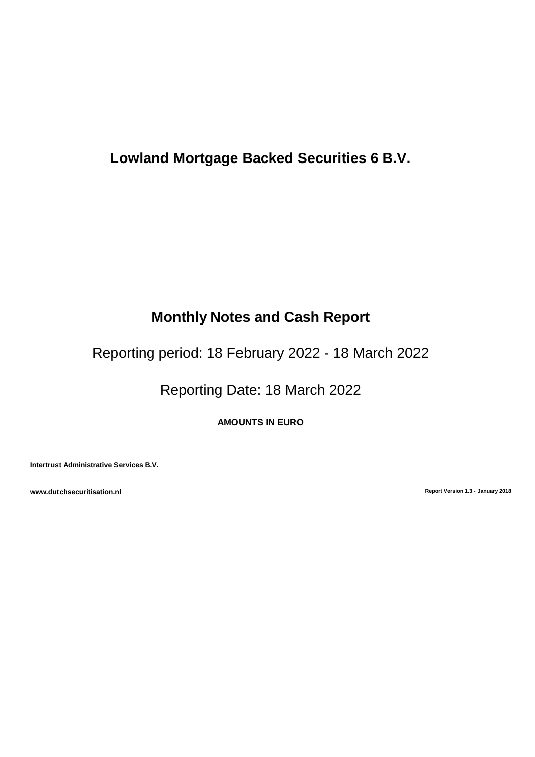# Lowland Mortgage Backed Securities 6 B.V.

## Monthly Notes and Cash Report

Reporting period: 18 February 2022 - 18 March 2022

Reporting Date: 18 March 2022

**AMOUNTS IN EURO**

**Intertrust Administrative Services B.V.**

**www.dutchsecuritisation.nl**

**Report Version 1.3 - January 2018**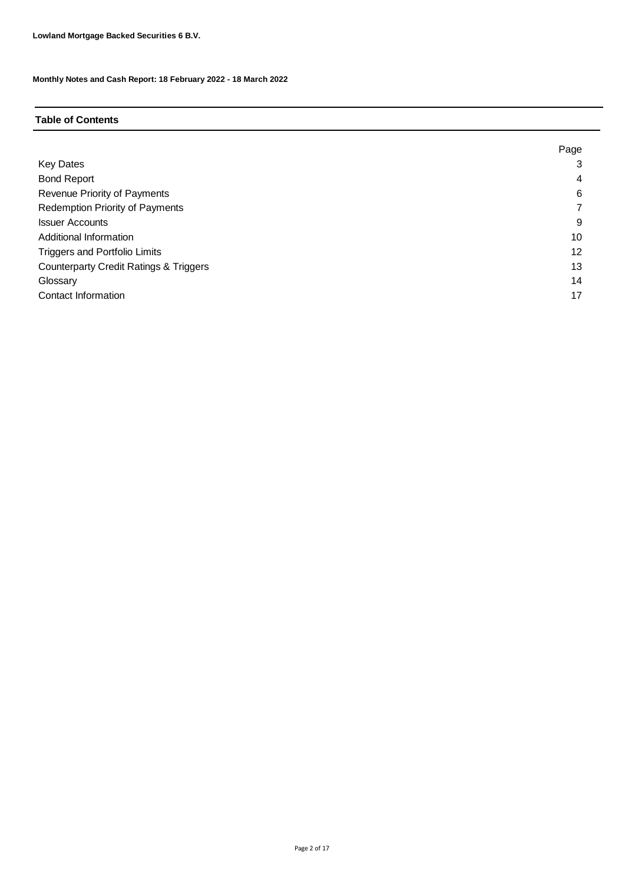**Lowland Mortgage Backed Securities 6 B.V.**

**Monthly Notes and Cash Report: 18 February 2022 - 18 March 2022**

## Table of Contents

| | Page |
|---|---|
| Key Dates | 3 |
| Bond Report | 4 |
| Revenue Priority of Payments | 6 |
| Redemption Priority of Payments | 7 |
| Issuer Accounts | 9 |
| Additional Information | 10 |
| Triggers and Portfolio Limits | 12 |
| Counterparty Credit Ratings & Triggers | 13 |
| Glossary | 14 |
| Contact Information | 17 |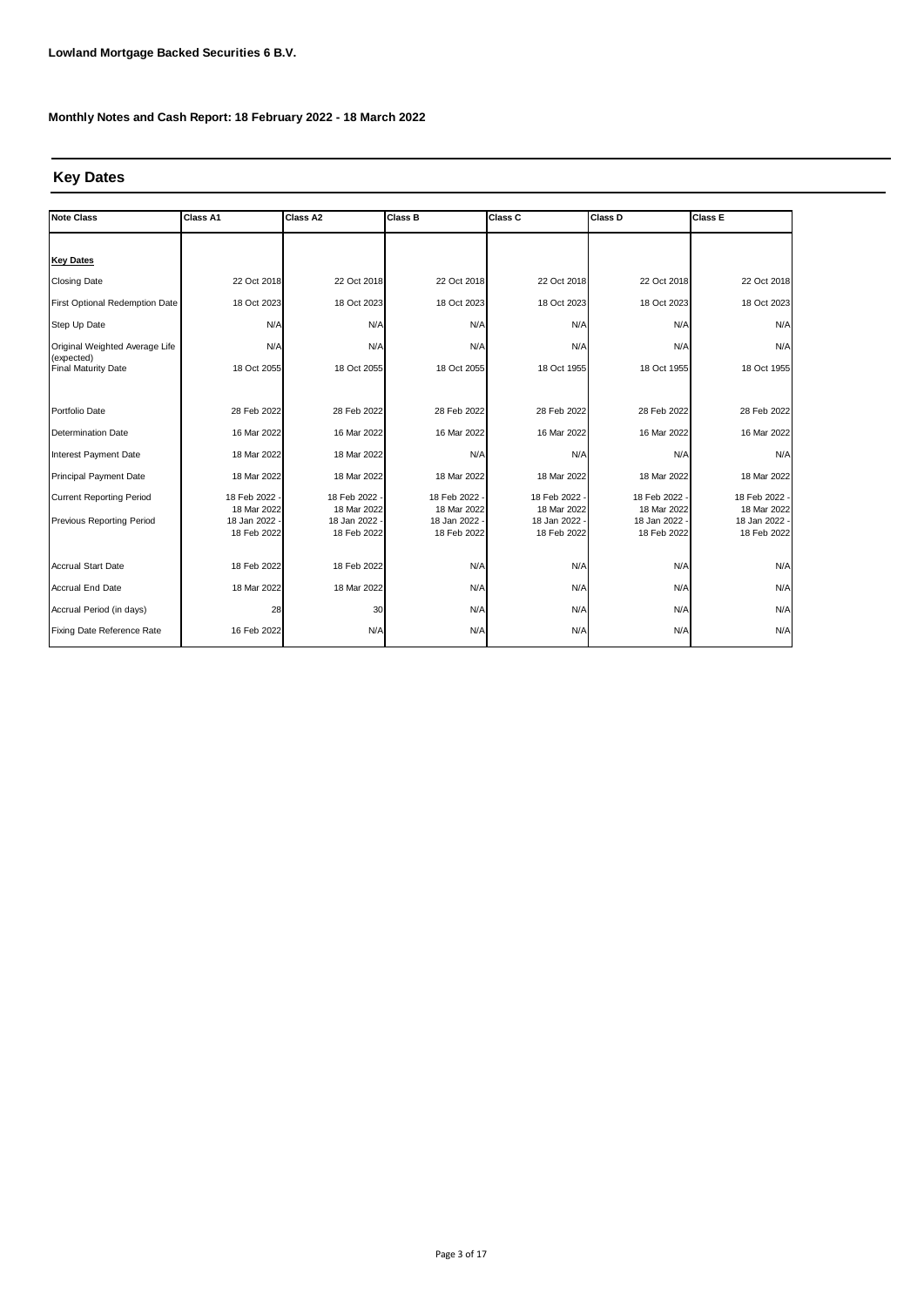**Lowland Mortgage Backed Securities 6 B.V.**

**Monthly Notes and Cash Report: 18 February 2022 - 18 March 2022**

## Key Dates

| Note Class | Class A1 | Class A2 | Class B | Class C | Class D | Class E |
|---|---|---|---|---|---|---|
| **Key Dates** | | | | | | |
| Closing Date | 22 Oct 2018 | 22 Oct 2018 | 22 Oct 2018 | 22 Oct 2018 | 22 Oct 2018 | 22 Oct 2018 |
| First Optional Redemption Date | 18 Oct 2023 | 18 Oct 2023 | 18 Oct 2023 | 18 Oct 2023 | 18 Oct 2023 | 18 Oct 2023 |
| Step Up Date | N/A | N/A | N/A | N/A | N/A | N/A |
| Original Weighted Average Life (expected) | N/A | N/A | N/A | N/A | N/A | N/A |
| Final Maturity Date | 18 Oct 2055 | 18 Oct 2055 | 18 Oct 2055 | 18 Oct 1955 | 18 Oct 1955 | 18 Oct 1955 |
| Portfolio Date | 28 Feb 2022 | 28 Feb 2022 | 28 Feb 2022 | 28 Feb 2022 | 28 Feb 2022 | 28 Feb 2022 |
| Determination Date | 16 Mar 2022 | 16 Mar 2022 | 16 Mar 2022 | 16 Mar 2022 | 16 Mar 2022 | 16 Mar 2022 |
| Interest Payment Date | 18 Mar 2022 | 18 Mar 2022 | N/A | N/A | N/A | N/A |
| Principal Payment Date | 18 Mar 2022 | 18 Mar 2022 | 18 Mar 2022 | 18 Mar 2022 | 18 Mar 2022 | 18 Mar 2022 |
| Current Reporting Period | 18 Feb 2022 - 18 Mar 2022 | 18 Feb 2022 - 18 Mar 2022 | 18 Feb 2022 - 18 Mar 2022 | 18 Feb 2022 - 18 Mar 2022 | 18 Feb 2022 - 18 Mar 2022 | 18 Feb 2022 - 18 Mar 2022 |
| Previous Reporting Period | 18 Jan 2022 - 18 Feb 2022 | 18 Jan 2022 - 18 Feb 2022 | 18 Jan 2022 - 18 Feb 2022 | 18 Jan 2022 - 18 Feb 2022 | 18 Jan 2022 - 18 Feb 2022 | 18 Jan 2022 - 18 Feb 2022 |
| Accrual Start Date | 18 Feb 2022 | 18 Feb 2022 | N/A | N/A | N/A | N/A |
| Accrual End Date | 18 Mar 2022 | 18 Mar 2022 | N/A | N/A | N/A | N/A |
| Accrual Period (in days) | 28 | 30 | N/A | N/A | N/A | N/A |
| Fixing Date Reference Rate | 16 Feb 2022 | N/A | N/A | N/A | N/A | N/A |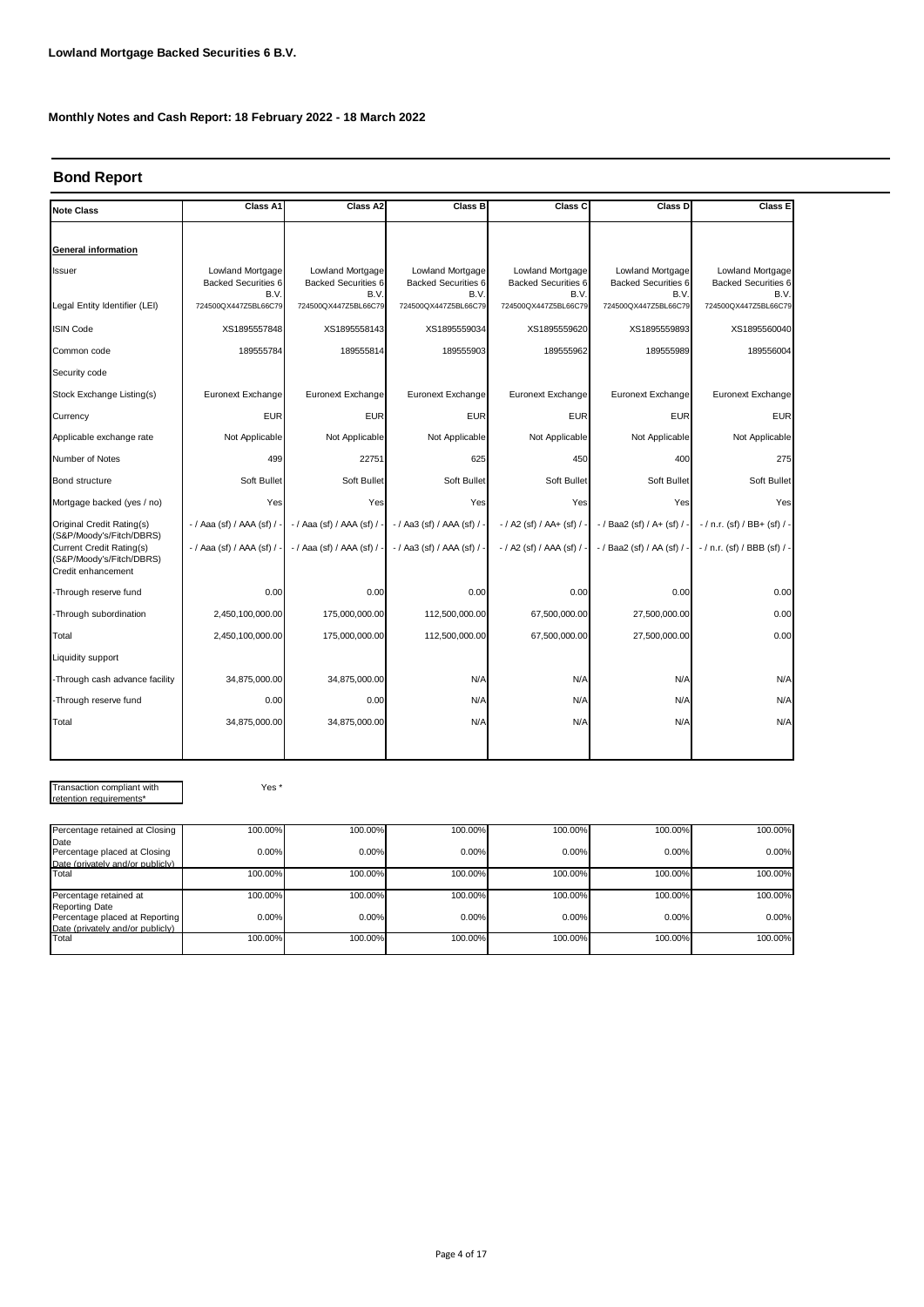**Lowland Mortgage Backed Securities 6 B.V.**

**Monthly Notes and Cash Report: 18 February 2022 - 18 March 2022**

## Bond Report

| Note Class | Class A1 | Class A2 | Class B | Class C | Class D | Class E |
|---|---|---|---|---|---|---|
| **General information** | | | | | | |
| Issuer | Lowland Mortgage Backed Securities 6 B.V. | Lowland Mortgage Backed Securities 6 B.V. | Lowland Mortgage Backed Securities 6 B.V. | Lowland Mortgage Backed Securities 6 B.V. | Lowland Mortgage Backed Securities 6 B.V. | Lowland Mortgage Backed Securities 6 B.V. |
| Legal Entity Identifier (LEI) | 724500QX447Z5BL66C79 | 724500QX447Z5BL66C79 | 724500QX447Z5BL66C79 | 724500QX447Z5BL66C79 | 724500QX447Z5BL66C79 | 724500QX447Z5BL66C79 |
| ISIN Code | XS1895557848 | XS1895558143 | XS1895559034 | XS1895559620 | XS1895559893 | XS1895560040 |
| Common code | 189555784 | 189555814 | 189555903 | 189555962 | 189555989 | 189556004 |
| Security code | | | | | | |
| Stock Exchange Listing(s) | Euronext Exchange | Euronext Exchange | Euronext Exchange | Euronext Exchange | Euronext Exchange | Euronext Exchange |
| Currency | EUR | EUR | EUR | EUR | EUR | EUR |
| Applicable exchange rate | Not Applicable | Not Applicable | Not Applicable | Not Applicable | Not Applicable | Not Applicable |
| Number of Notes | 499 | 22751 | 625 | 450 | 400 | 275 |
| Bond structure | Soft Bullet | Soft Bullet | Soft Bullet | Soft Bullet | Soft Bullet | Soft Bullet |
| Mortgage backed (yes / no) | Yes | Yes | Yes | Yes | Yes | Yes |
| Original Credit Rating(s) (S&P/Moody's/Fitch/DBRS) | - / Aaa (sf) / AAA (sf) / - | - / Aaa (sf) / AAA (sf) / - | - / Aa3 (sf) / AAA (sf) / - | - / A2 (sf) / AA+ (sf) / - | - / Baa2 (sf) / A+ (sf) / - | - / n.r. (sf) / BB+ (sf) / - |
| Current Credit Rating(s) (S&P/Moody's/Fitch/DBRS) | - / Aaa (sf) / AAA (sf) / - | - / Aaa (sf) / AAA (sf) / - | - / Aa3 (sf) / AAA (sf) / - | - / A2 (sf) / AAA (sf) / - | - / Baa2 (sf) / AA (sf) / - | - / n.r. (sf) / BBB (sf) / - |
| Credit enhancement | | | | | | |
| -Through reserve fund | 0.00 | 0.00 | 0.00 | 0.00 | 0.00 | 0.00 |
| -Through subordination | 2,450,100,000.00 | 175,000,000.00 | 112,500,000.00 | 67,500,000.00 | 27,500,000.00 | 0.00 |
| Total | 2,450,100,000.00 | 175,000,000.00 | 112,500,000.00 | 67,500,000.00 | 27,500,000.00 | 0.00 |
| Liquidity support | | | | | | |
| -Through cash advance facility | 34,875,000.00 | 34,875,000.00 | N/A | N/A | N/A | N/A |
| -Through reserve fund | 0.00 | 0.00 | N/A | N/A | N/A | N/A |
| Total | 34,875,000.00 | 34,875,000.00 | N/A | N/A | N/A | N/A |

Transaction compliant with retention requirements* — Yes *

| | Class A1 | Class A2 | Class B | Class C | Class D | Class E |
|---|---|---|---|---|---|---|
| Percentage retained at Closing Date | 100.00% | 100.00% | 100.00% | 100.00% | 100.00% | 100.00% |
| Percentage placed at Closing Date (privately and/or publicly) | 0.00% | 0.00% | 0.00% | 0.00% | 0.00% | 0.00% |
| Total | 100.00% | 100.00% | 100.00% | 100.00% | 100.00% | 100.00% |
| Percentage retained at Reporting Date | 100.00% | 100.00% | 100.00% | 100.00% | 100.00% | 100.00% |
| Percentage placed at Reporting Date (privately and/or publicly) | 0.00% | 0.00% | 0.00% | 0.00% | 0.00% | 0.00% |
| Total | 100.00% | 100.00% | 100.00% | 100.00% | 100.00% | 100.00% |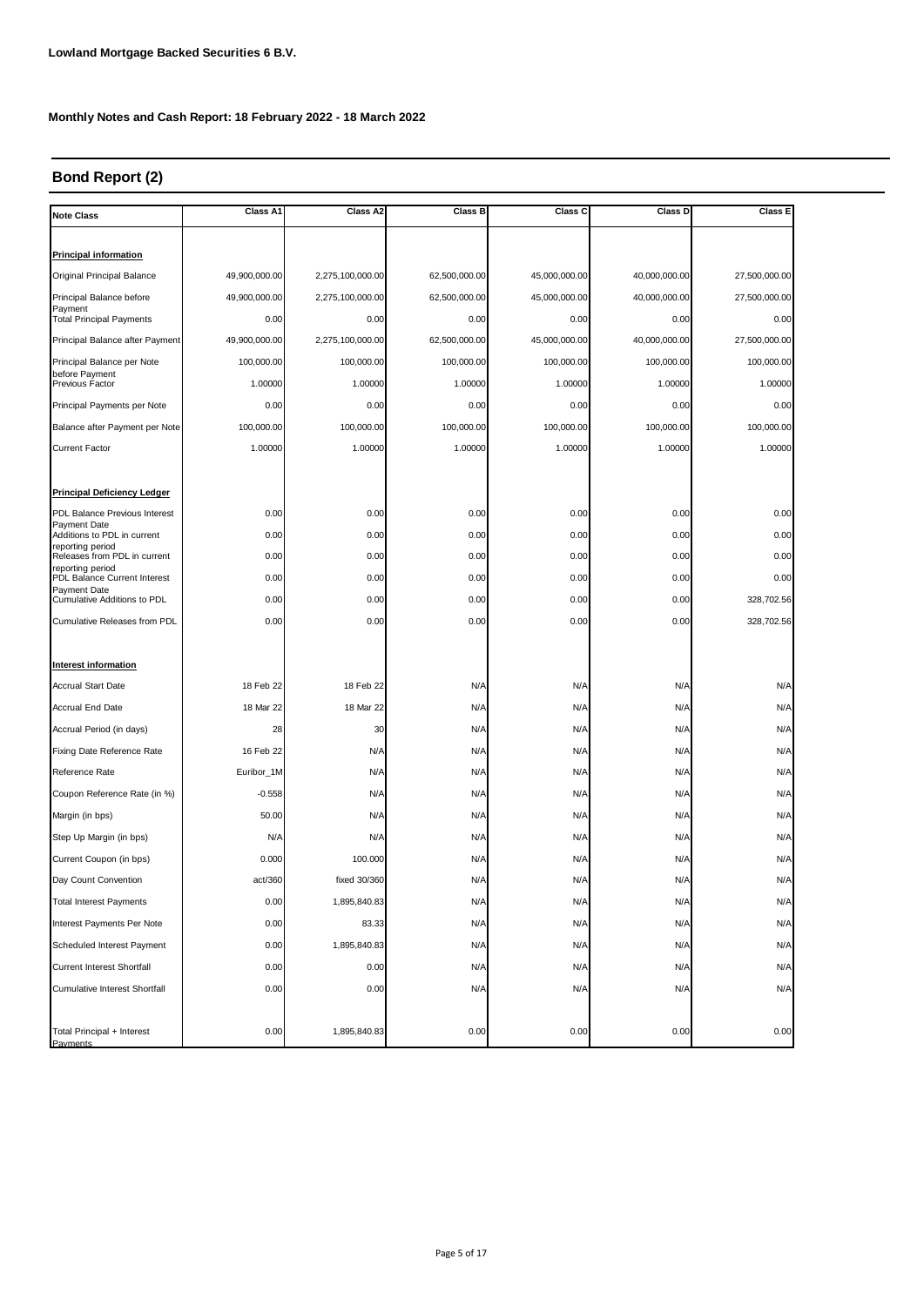**Lowland Mortgage Backed Securities 6 B.V.**

**Monthly Notes and Cash Report: 18 February 2022 - 18 March 2022**

## Bond Report (2)

| Note Class | Class A1 | Class A2 | Class B | Class C | Class D | Class E |
|---|---|---|---|---|---|---|
| **Principal information** | | | | | | |
| Original Principal Balance | 49,900,000.00 | 2,275,100,000.00 | 62,500,000.00 | 45,000,000.00 | 40,000,000.00 | 27,500,000.00 |
| Principal Balance before Payment | 49,900,000.00 | 2,275,100,000.00 | 62,500,000.00 | 45,000,000.00 | 40,000,000.00 | 27,500,000.00 |
| Total Principal Payments | 0.00 | 0.00 | 0.00 | 0.00 | 0.00 | 0.00 |
| Principal Balance after Payment | 49,900,000.00 | 2,275,100,000.00 | 62,500,000.00 | 45,000,000.00 | 40,000,000.00 | 27,500,000.00 |
| Principal Balance per Note before Payment | 100,000.00 | 100,000.00 | 100,000.00 | 100,000.00 | 100,000.00 | 100,000.00 |
| Previous Factor | 1.00000 | 1.00000 | 1.00000 | 1.00000 | 1.00000 | 1.00000 |
| Principal Payments per Note | 0.00 | 0.00 | 0.00 | 0.00 | 0.00 | 0.00 |
| Balance after Payment per Note | 100,000.00 | 100,000.00 | 100,000.00 | 100,000.00 | 100,000.00 | 100,000.00 |
| Current Factor | 1.00000 | 1.00000 | 1.00000 | 1.00000 | 1.00000 | 1.00000 |
| **Principal Deficiency Ledger** | | | | | | |
| PDL Balance Previous Interest Payment Date | 0.00 | 0.00 | 0.00 | 0.00 | 0.00 | 0.00 |
| Additions to PDL in current reporting period | 0.00 | 0.00 | 0.00 | 0.00 | 0.00 | 0.00 |
| Releases from PDL in current reporting period | 0.00 | 0.00 | 0.00 | 0.00 | 0.00 | 0.00 |
| PDL Balance Current Interest Payment Date | 0.00 | 0.00 | 0.00 | 0.00 | 0.00 | 0.00 |
| Cumulative Additions to PDL | 0.00 | 0.00 | 0.00 | 0.00 | 0.00 | 328,702.56 |
| Cumulative Releases from PDL | 0.00 | 0.00 | 0.00 | 0.00 | 0.00 | 328,702.56 |
| **Interest information** | | | | | | |
| Accrual Start Date | 18 Feb 22 | 18 Feb 22 | N/A | N/A | N/A | N/A |
| Accrual End Date | 18 Mar 22 | 18 Mar 22 | N/A | N/A | N/A | N/A |
| Accrual Period (in days) | 28 | 30 | N/A | N/A | N/A | N/A |
| Fixing Date Reference Rate | 16 Feb 22 | N/A | N/A | N/A | N/A | N/A |
| Reference Rate | Euribor_1M | N/A | N/A | N/A | N/A | N/A |
| Coupon Reference Rate (in %) | -0.558 | N/A | N/A | N/A | N/A | N/A |
| Margin (in bps) | 50.00 | N/A | N/A | N/A | N/A | N/A |
| Step Up Margin (in bps) | N/A | N/A | N/A | N/A | N/A | N/A |
| Current Coupon (in bps) | 0.000 | 100.000 | N/A | N/A | N/A | N/A |
| Day Count Convention | act/360 | fixed 30/360 | N/A | N/A | N/A | N/A |
| Total Interest Payments | 0.00 | 1,895,840.83 | N/A | N/A | N/A | N/A |
| Interest Payments Per Note | 0.00 | 83.33 | N/A | N/A | N/A | N/A |
| Scheduled Interest Payment | 0.00 | 1,895,840.83 | N/A | N/A | N/A | N/A |
| Current Interest Shortfall | 0.00 | 0.00 | N/A | N/A | N/A | N/A |
| Cumulative Interest Shortfall | 0.00 | 0.00 | N/A | N/A | N/A | N/A |
| Total Principal + Interest Payments | 0.00 | 1,895,840.83 | 0.00 | 0.00 | 0.00 | 0.00 |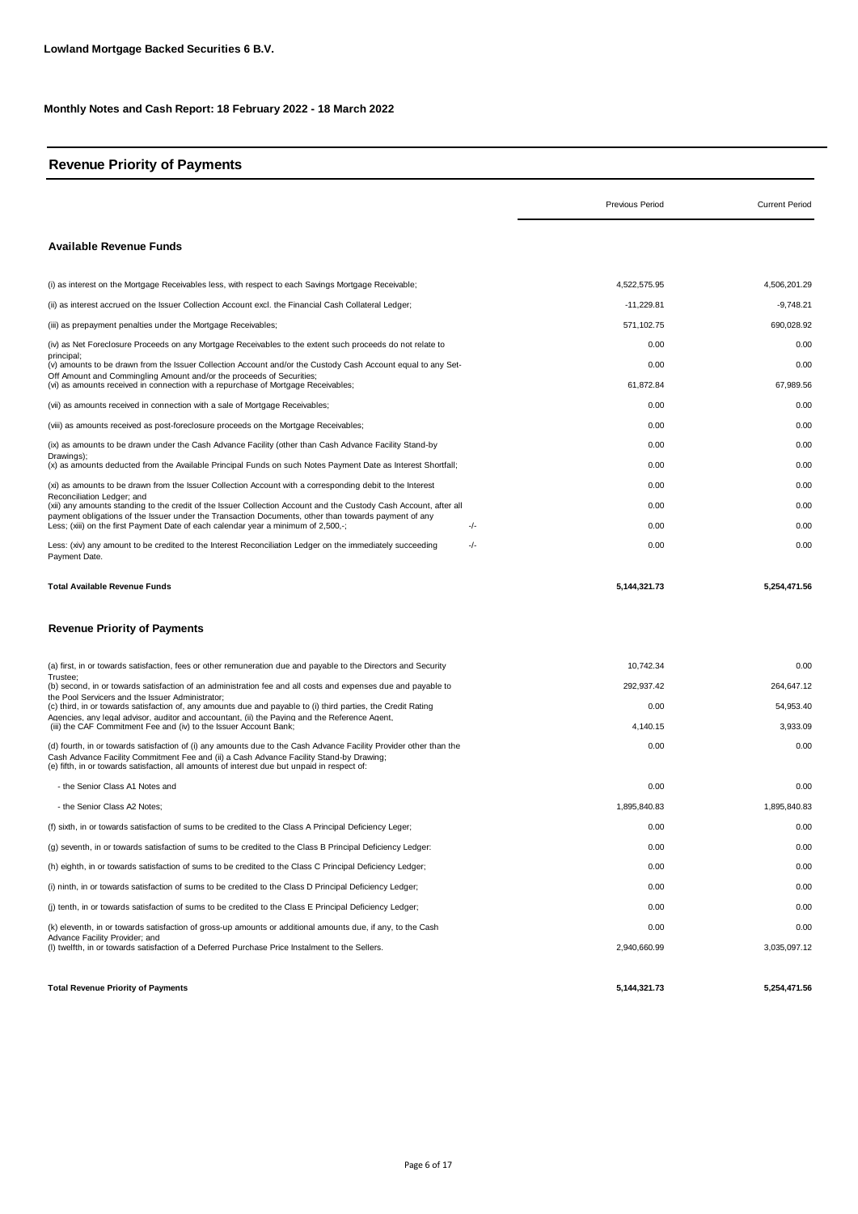**Lowland Mortgage Backed Securities 6 B.V.**

**Monthly Notes and Cash Report: 18 February 2022 - 18 March 2022**

## Revenue Priority of Payments

| | | Previous Period | Current Period |
|---|---|---|---|
| **Available Revenue Funds** | | | |
| (i) as interest on the Mortgage Receivables less, with respect to each Savings Mortgage Receivable; | | 4,522,575.95 | 4,506,201.29 |
| (ii) as interest accrued on the Issuer Collection Account excl. the Financial Cash Collateral Ledger; | | -11,229.81 | -9,748.21 |
| (iii) as prepayment penalties under the Mortgage Receivables; | | 571,102.75 | 690,028.92 |
| (iv) as Net Foreclosure Proceeds on any Mortgage Receivables to the extent such proceeds do not relate to principal; | | 0.00 | 0.00 |
| (v) amounts to be drawn from the Issuer Collection Account and/or the Custody Cash Account equal to any Set-Off Amount and Commingling Amount and/or the proceeds of Securities; | | 0.00 | 0.00 |
| (vi) as amounts received in connection with a repurchase of Mortgage Receivables; | | 61,872.84 | 67,989.56 |
| (vii) as amounts received in connection with a sale of Mortgage Receivables; | | 0.00 | 0.00 |
| (viii) as amounts received as post-foreclosure proceeds on the Mortgage Receivables; | | 0.00 | 0.00 |
| (ix) as amounts to be drawn under the Cash Advance Facility (other than Cash Advance Facility Stand-by Drawings); | | 0.00 | 0.00 |
| (x) as amounts deducted from the Available Principal Funds on such Notes Payment Date as Interest Shortfall; | | 0.00 | 0.00 |
| (xi) as amounts to be drawn from the Issuer Collection Account with a corresponding debit to the Interest Reconciliation Ledger; and | | 0.00 | 0.00 |
| (xii) any amounts standing to the credit of the Issuer Collection Account and the Custody Cash Account, after all payment obligations of the Issuer under the Transaction Documents, other than towards payment of any | | 0.00 | 0.00 |
| Less; (xiii) on the first Payment Date of each calendar year a minimum of 2,500,-; | -/- | 0.00 | 0.00 |
| Less: (xiv) any amount to be credited to the Interest Reconciliation Ledger on the immediately succeeding Payment Date. | -/- | 0.00 | 0.00 |
| **Total Available Revenue Funds** | | **5,144,321.73** | **5,254,471.56** |
| **Revenue Priority of Payments** | | | |
| (a) first, in or towards satisfaction, fees or other remuneration due and payable to the Directors and Security Trustee; | | 10,742.34 | 0.00 |
| (b) second, in or towards satisfaction of an administration fee and all costs and expenses due and payable to the Pool Servicers and the Issuer Administrator; | | 292,937.42 | 264,647.12 |
| (c) third, in or towards satisfaction of, any amounts due and payable to (i) third parties, the Credit Rating Agencies, any legal advisor, auditor and accountant, (ii) the Paying and the Reference Agent, | | 0.00 | 54,953.40 |
| (iii) the CAF Commitment Fee and (iv) to the Issuer Account Bank; | | 4,140.15 | 3,933.09 |
| (d) fourth, in or towards satisfaction of (i) any amounts due to the Cash Advance Facility Provider other than the Cash Advance Facility Commitment Fee and (ii) a Cash Advance Facility Stand-by Drawing; | | 0.00 | 0.00 |
| (e) fifth, in or towards satisfaction, all amounts of interest due but unpaid in respect of: | | | |
| - the Senior Class A1 Notes and | | 0.00 | 0.00 |
| - the Senior Class A2 Notes; | | 1,895,840.83 | 1,895,840.83 |
| (f) sixth, in or towards satisfaction of sums to be credited to the Class A Principal Deficiency Leger; | | 0.00 | 0.00 |
| (g) seventh, in or towards satisfaction of sums to be credited to the Class B Principal Deficiency Ledger: | | 0.00 | 0.00 |
| (h) eighth, in or towards satisfaction of sums to be credited to the Class C Principal Deficiency Ledger; | | 0.00 | 0.00 |
| (i) ninth, in or towards satisfaction of sums to be credited to the Class D Principal Deficiency Ledger; | | 0.00 | 0.00 |
| (j) tenth, in or towards satisfaction of sums to be credited to the Class E Principal Deficiency Ledger; | | 0.00 | 0.00 |
| (k) eleventh, in or towards satisfaction of gross-up amounts or additional amounts due, if any, to the Cash Advance Facility Provider; and | | 0.00 | 0.00 |
| (l) twelfth, in or towards satisfaction of a Deferred Purchase Price Instalment to the Sellers. | | 2,940,660.99 | 3,035,097.12 |
| **Total Revenue Priority of Payments** | | **5,144,321.73** | **5,254,471.56** |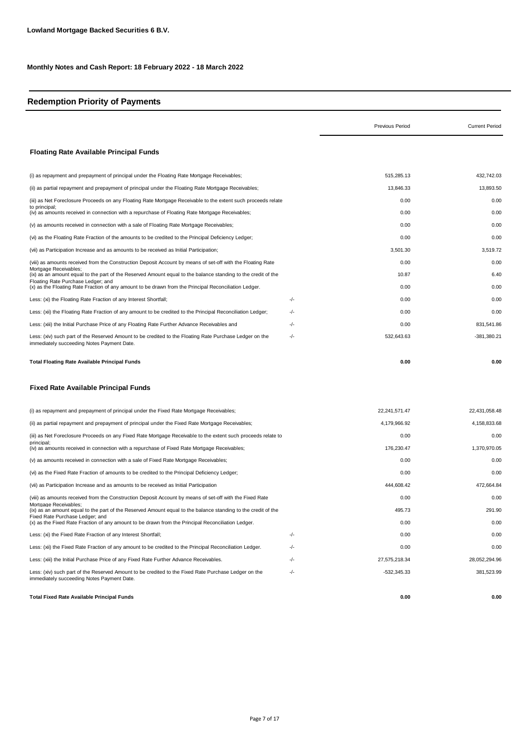**Lowland Mortgage Backed Securities 6 B.V.**

**Monthly Notes and Cash Report: 18 February 2022 - 18 March 2022**

## Redemption Priority of Payments

### Floating Rate Available Principal Funds

| | | Previous Period | Current Period |
|---|---|---|---|
| (i) as repayment and prepayment of principal under the Floating Rate Mortgage Receivables; | | 515,285.13 | 432,742.03 |
| (ii) as partial repayment and prepayment of principal under the Floating Rate Mortgage Receivables; | | 13,846.33 | 13,893.50 |
| (iii) as Net Foreclosure Proceeds on any Floating Rate Mortgage Receivable to the extent such proceeds relate to principal; | | 0.00 | 0.00 |
| (iv) as amounts received in connection with a repurchase of Floating Rate Mortgage Receivables; | | 0.00 | 0.00 |
| (v) as amounts received in connection with a sale of Floating Rate Mortgage Receivables; | | 0.00 | 0.00 |
| (vi) as the Floating Rate Fraction of the amounts to be credited to the Principal Deficiency Ledger; | | 0.00 | 0.00 |
| (vii) as Participation Increase and as amounts to be received as Initial Participation; | | 3,501.30 | 3,519.72 |
| (viii) as amounts received from the Construction Deposit Account by means of set-off with the Floating Rate Mortgage Receivables; | | 0.00 | 0.00 |
| (ix) as an amount equal to the part of the Reserved Amount equal to the balance standing to the credit of the Floating Rate Purchase Ledger; and | | 10.87 | 6.40 |
| (x) as the Floating Rate Fraction of any amount to be drawn from the Principal Reconciliation Ledger. | | 0.00 | 0.00 |
| Less: (xi) the Floating Rate Fraction of any Interest Shortfall; | -/- | 0.00 | 0.00 |
| Less: (xii) the Floating Rate Fraction of any amount to be credited to the Principal Reconciliation Ledger; | -/- | 0.00 | 0.00 |
| Less: (xiii) the Initial Purchase Price of any Floating Rate Further Advance Receivables and | -/- | 0.00 | 831,541.86 |
| Less: (xiv) such part of the Reserved Amount to be credited to the Floating Rate Purchase Ledger on the immediately succeeding Notes Payment Date. | -/- | 532,643.63 | -381,380.21 |
| **Total Floating Rate Available Principal Funds** | | **0.00** | **0.00** |

### Fixed Rate Available Principal Funds

| | | Previous Period | Current Period |
|---|---|---|---|
| (i) as repayment and prepayment of principal under the Fixed Rate Mortgage Receivables; | | 22,241,571.47 | 22,431,058.48 |
| (ii) as partial repayment and prepayment of principal under the Fixed Rate Mortgage Receivables; | | 4,179,966.92 | 4,158,833.68 |
| (iii) as Net Foreclosure Proceeds on any Fixed Rate Mortgage Receivable to the extent such proceeds relate to principal; | | 0.00 | 0.00 |
| (iv) as amounts received in connection with a repurchase of Fixed Rate Mortgage Receivables; | | 176,230.47 | 1,370,970.05 |
| (v) as amounts received in connection with a sale of Fixed Rate Mortgage Receivables; | | 0.00 | 0.00 |
| (vi) as the Fixed Rate Fraction of amounts to be credited to the Principal Deficiency Ledger; | | 0.00 | 0.00 |
| (vii) as Participation Increase and as amounts to be received as Initial Participation | | 444,608.42 | 472,664.84 |
| (viii) as amounts received from the Construction Deposit Account by means of set-off with the Fixed Rate Mortgage Receivables; | | 0.00 | 0.00 |
| (ix) as an amount equal to the part of the Reserved Amount equal to the balance standing to the credit of the Fixed Rate Purchase Ledger; and | | 495.73 | 291.90 |
| (x) as the Fixed Rate Fraction of any amount to be drawn from the Principal Reconciliation Ledger. | | 0.00 | 0.00 |
| Less: (xi) the Fixed Rate Fraction of any Interest Shortfall; | -/- | 0.00 | 0.00 |
| Less: (xii) the Fixed Rate Fraction of any amount to be credited to the Principal Reconciliation Ledger. | -/- | 0.00 | 0.00 |
| Less: (xiii) the Initial Purchase Price of any Fixed Rate Further Advance Receivables. | -/- | 27,575,218.34 | 28,052,294.96 |
| Less: (xiv) such part of the Reserved Amount to be credited to the Fixed Rate Purchase Ledger on the immediately succeeding Notes Payment Date. | -/- | -532,345.33 | 381,523.99 |
| **Total Fixed Rate Available Principal Funds** | | **0.00** | **0.00** |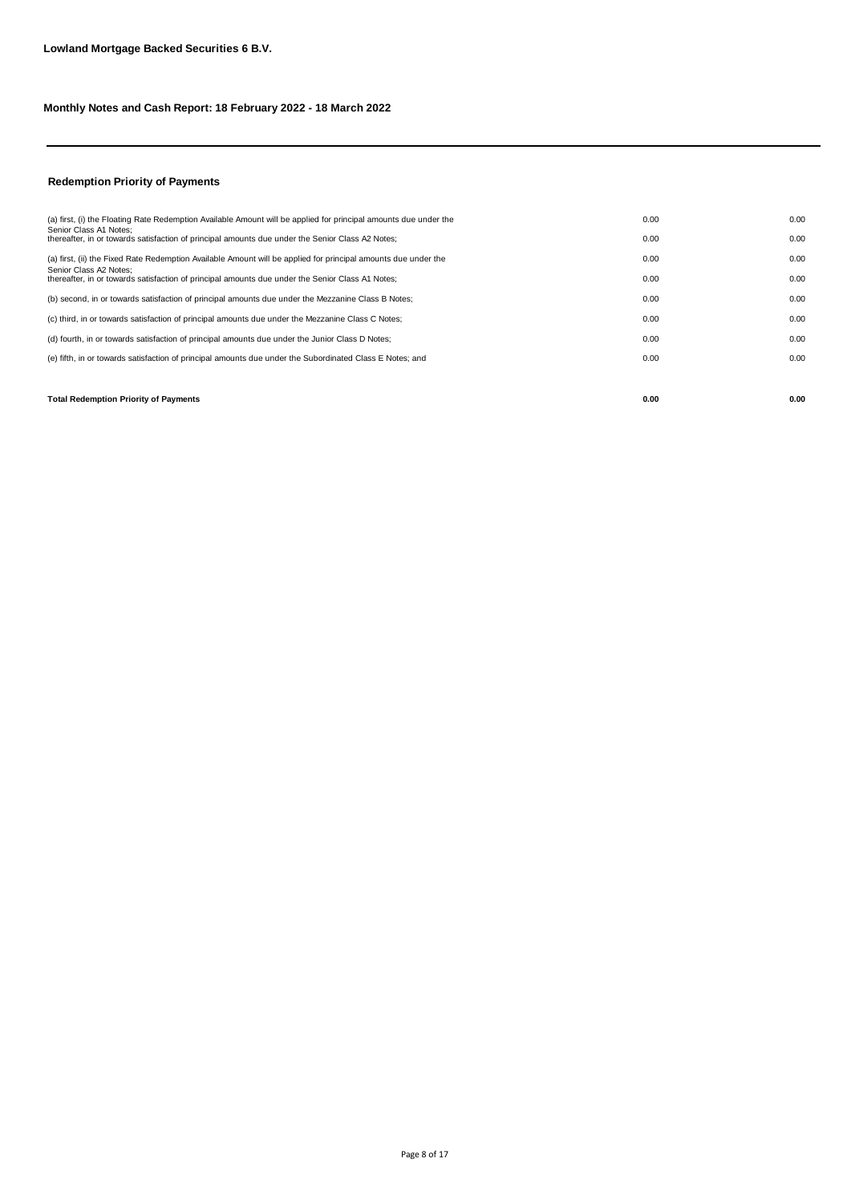**Lowland Mortgage Backed Securities 6 B.V.**

**Monthly Notes and Cash Report: 18 February 2022 - 18 March 2022**

### Redemption Priority of Payments

| | | |
|---|---|---|
| (a) first, (i) the Floating Rate Redemption Available Amount will be applied for principal amounts due under the Senior Class A1 Notes; | 0.00 | 0.00 |
| thereafter, in or towards satisfaction of principal amounts due under the Senior Class A2 Notes; | 0.00 | 0.00 |
| (a) first, (ii) the Fixed Rate Redemption Available Amount will be applied for principal amounts due under the Senior Class A2 Notes; | 0.00 | 0.00 |
| thereafter, in or towards satisfaction of principal amounts due under the Senior Class A1 Notes; | 0.00 | 0.00 |
| (b) second, in or towards satisfaction of principal amounts due under the Mezzanine Class B Notes; | 0.00 | 0.00 |
| (c) third, in or towards satisfaction of principal amounts due under the Mezzanine Class C Notes; | 0.00 | 0.00 |
| (d) fourth, in or towards satisfaction of principal amounts due under the Junior Class D Notes; | 0.00 | 0.00 |
| (e) fifth, in or towards satisfaction of principal amounts due under the Subordinated Class E Notes; and | 0.00 | 0.00 |
| **Total Redemption Priority of Payments** | **0.00** | **0.00** |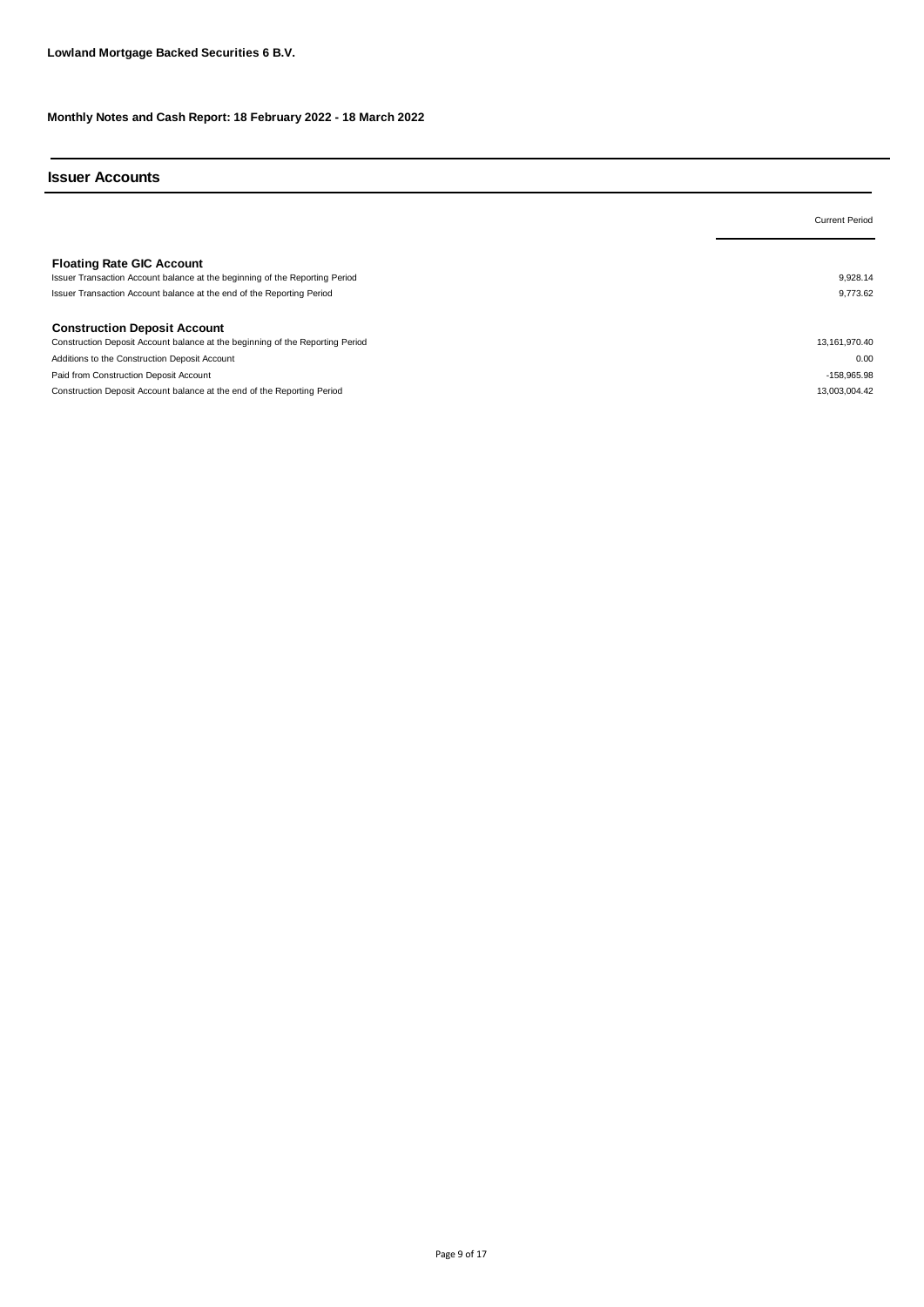**Lowland Mortgage Backed Securities 6 B.V.**

**Monthly Notes and Cash Report: 18 February 2022 - 18 March 2022**

## Issuer Accounts

| | Current Period |
|---|---|
| **Floating Rate GIC Account** | |
| Issuer Transaction Account balance at the beginning of the Reporting Period | 9,928.14 |
| Issuer Transaction Account balance at the end of the Reporting Period | 9,773.62 |
| | |
| **Construction Deposit Account** | |
| Construction Deposit Account balance at the beginning of the Reporting Period | 13,161,970.40 |
| Additions to the Construction Deposit Account | 0.00 |
| Paid from Construction Deposit Account | -158,965.98 |
| Construction Deposit Account balance at the end of the Reporting Period | 13,003,004.42 |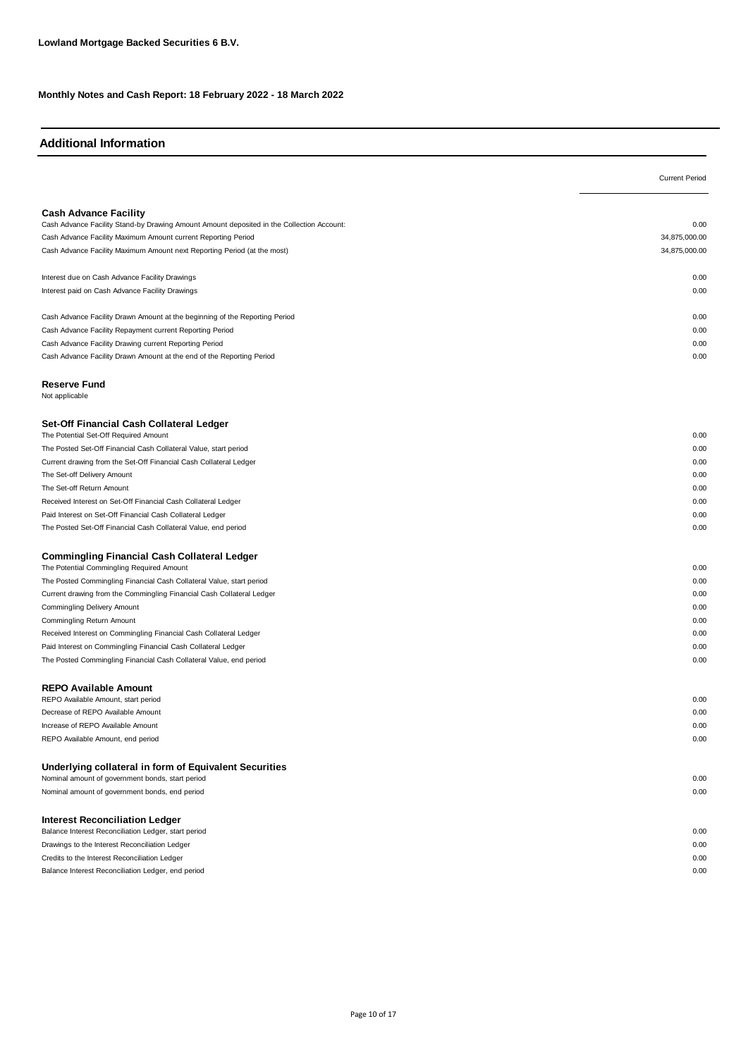**Lowland Mortgage Backed Securities 6 B.V.**

**Monthly Notes and Cash Report: 18 February 2022 - 18 March 2022**

## Additional Information

| | Current Period |
|---|---|
| **Cash Advance Facility** | |
| Cash Advance Facility Stand-by Drawing Amount Amount deposited in the Collection Account: | 0.00 |
| Cash Advance Facility Maximum Amount current Reporting Period | 34,875,000.00 |
| Cash Advance Facility Maximum Amount next Reporting Period (at the most) | 34,875,000.00 |
| | |
| Interest due on Cash Advance Facility Drawings | 0.00 |
| Interest paid on Cash Advance Facility Drawings | 0.00 |
| | |
| Cash Advance Facility Drawn Amount at the beginning of the Reporting Period | 0.00 |
| Cash Advance Facility Repayment current Reporting Period | 0.00 |
| Cash Advance Facility Drawing current Reporting Period | 0.00 |
| Cash Advance Facility Drawn Amount at the end of the Reporting Period | 0.00 |
| | |
| **Reserve Fund** | |
| Not applicable | |
| | |
| **Set-Off Financial Cash Collateral Ledger** | |
| The Potential Set-Off Required Amount | 0.00 |
| The Posted Set-Off Financial Cash Collateral Value, start period | 0.00 |
| Current drawing from the Set-Off Financial Cash Collateral Ledger | 0.00 |
| The Set-off Delivery Amount | 0.00 |
| The Set-off Return Amount | 0.00 |
| Received Interest on Set-Off Financial Cash Collateral Ledger | 0.00 |
| Paid Interest on Set-Off Financial Cash Collateral Ledger | 0.00 |
| The Posted Set-Off Financial Cash Collateral Value, end period | 0.00 |
| | |
| **Commingling Financial Cash Collateral Ledger** | |
| The Potential Commingling Required Amount | 0.00 |
| The Posted Commingling Financial Cash Collateral Value, start period | 0.00 |
| Current drawing from the Commingling Financial Cash Collateral Ledger | 0.00 |
| Commingling Delivery Amount | 0.00 |
| Commingling Return Amount | 0.00 |
| Received Interest on Commingling Financial Cash Collateral Ledger | 0.00 |
| Paid Interest on Commingling Financial Cash Collateral Ledger | 0.00 |
| The Posted Commingling Financial Cash Collateral Value, end period | 0.00 |
| | |
| **REPO Available Amount** | |
| REPO Available Amount, start period | 0.00 |
| Decrease of REPO Available Amount | 0.00 |
| Increase of REPO Available Amount | 0.00 |
| REPO Available Amount, end period | 0.00 |
| | |
| **Underlying collateral in form of Equivalent Securities** | |
| Nominal amount of government bonds, start period | 0.00 |
| Nominal amount of government bonds, end period | 0.00 |
| | |
| **Interest Reconciliation Ledger** | |
| Balance Interest Reconciliation Ledger, start period | 0.00 |
| Drawings to the Interest Reconciliation Ledger | 0.00 |
| Credits to the Interest Reconciliation Ledger | 0.00 |
| Balance Interest Reconciliation Ledger, end period | 0.00 |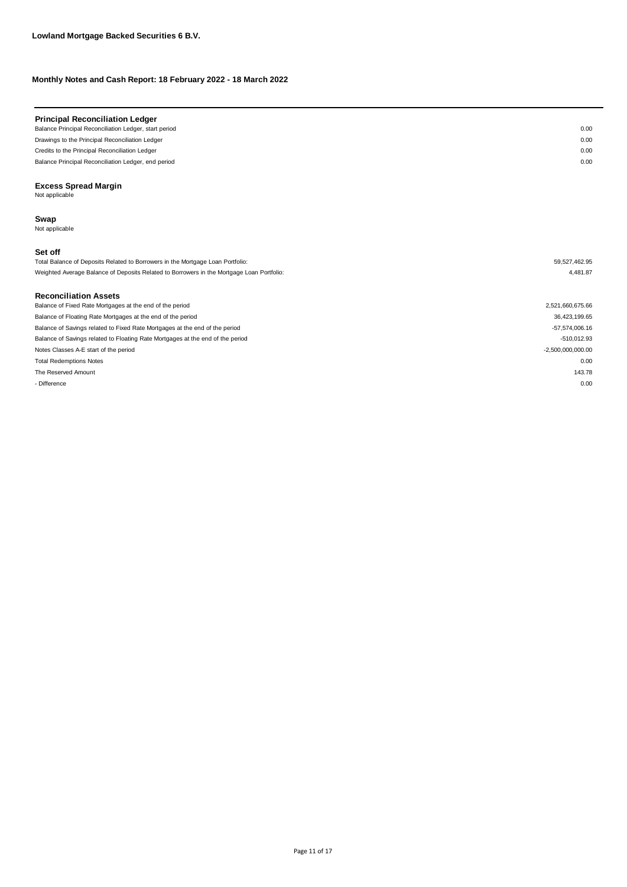**Lowland Mortgage Backed Securities 6 B.V.**

**Monthly Notes and Cash Report: 18 February 2022 - 18 March 2022**

### Principal Reconciliation Ledger

| | |
|---|---|
| Balance Principal Reconciliation Ledger, start period | 0.00 |
| Drawings to the Principal Reconciliation Ledger | 0.00 |
| Credits to the Principal Reconciliation Ledger | 0.00 |
| Balance Principal Reconciliation Ledger, end period | 0.00 |

### Excess Spread Margin

Not applicable

### Swap

Not applicable

### Set off

| | |
|---|---|
| Total Balance of Deposits Related to Borrowers in the Mortgage Loan Portfolio: | 59,527,462.95 |
| Weighted Average Balance of Deposits Related to Borrowers in the Mortgage Loan Portfolio: | 4,481.87 |

### Reconciliation Assets

| | |
|---|---|
| Balance of Fixed Rate Mortgages at the end of the period | 2,521,660,675.66 |
| Balance of Floating Rate Mortgages at the end of the period | 36,423,199.65 |
| Balance of Savings related to Fixed Rate Mortgages at the end of the period | -57,574,006.16 |
| Balance of Savings related to Floating Rate Mortgages at the end of the period | -510,012.93 |
| Notes Classes A-E start of the period | -2,500,000,000.00 |
| Total Redemptions Notes | 0.00 |
| The Reserved Amount | 143.78 |
| - Difference | 0.00 |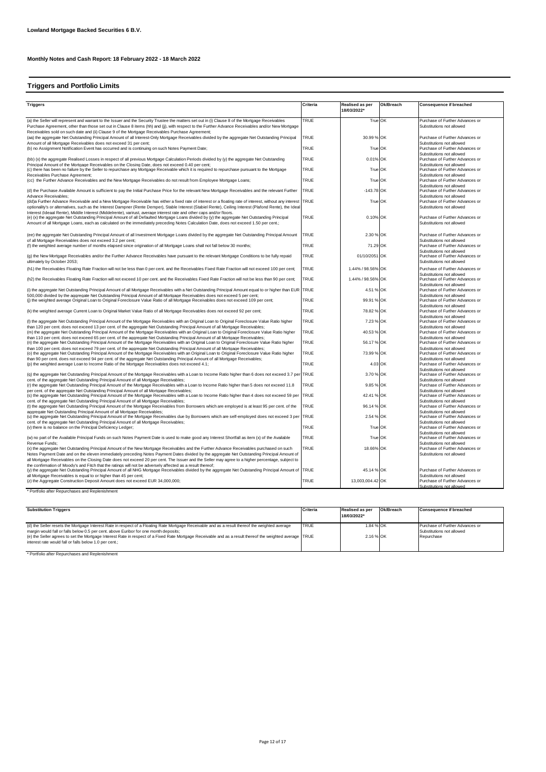**Lowland Mortgage Backed Securities 6 B.V.**

**Monthly Notes and Cash Report: 18 February 2022 - 18 March 2022**

## Triggers and Portfolio Limits

| Triggers | Criteria | Realised as per 18/03/2022* | Ok/Breach | Consequence if breached |
|---|---|---|---|---|
| (a) the Seller will represent and warrant to the Issuer and the Security Trustee the matters set out in (i) Clause 8 of the Mortgage Receivables Purchase Agreement, other than those set out in Clause 8 items (hh) and (jj), with respect to the Further Advance Receivables and/or New Mortgage Receivables sold on such date and (ii) Clause 9 of the Mortgage Receivables Purchase Agreement; | TRUE | True | OK | Purchase of Further Advances or Substitutions not allowed |
| (aa) the aggregate Net Outstanding Principal Amount of all Interest-Only Mortgage Receivables divided by the aggregate Net Outstanding Principal Amount of all Mortgage Receivables does not exceed 31 per cent; | TRUE | 30.99 % | OK | Purchase of Further Advances or Substitutions not allowed |
| (b) no Assignment Notification Event has occurred and is continuing on such Notes Payment Date; | TRUE | True | OK | Purchase of Further Advances or Substitutions not allowed |
| (bb) (x) the aggregate Realised Losses in respect of all previous Mortgage Calculation Periods divided by (y) the aggregate Net Outstanding Principal Amount of the Mortgage Receivables on the Closing Date, does not exceed 0.40 per cent; | TRUE | 0.01% | OK | Purchase of Further Advances or Substitutions not allowed |
| (c) there has been no failure by the Seller to repurchase any Mortgage Receivable which it is required to repurchase pursuant to the Mortgage Receivables Purchase Agreement; | TRUE | True | OK | Purchase of Further Advances or Substitutions not allowed |
| (cc) the Further Advance Receivables and the New Mortgage Receivables do not result from Employee Mortgage Loans; | TRUE | True | OK | Purchase of Further Advances or Substitutions not allowed |
| (d) the Purchase Available Amount is sufficient to pay the Initial Purchase Price for the relevant New Mortgage Receivables and the relevant Further Advance Receivables; | TRUE | -143.78 | OK | Purchase of Further Advances or Substitutions not allowed |
| (dd)a Further Advance Receivable and a New Mortgage Receivable has either a fixed rate of interest or a floating rate of interest, without any interest optionality's or alternatives, such as the Interest Dampner (Rente Demper), Stable Interest (Stabiel Rente), Ceiling Interest (Plafond Rente), the Ideal Interest (Ideaal Rente), Middle Interest (Middelrente), varirust, average interest rate and other caps and/or floors. | TRUE | True | OK | Purchase of Further Advances or Substitutions not allowed |
| (e) (x) the aggregate Net Outstanding Principal Amount of all Defaulted Mortgage Loans divided by (y) the aggregate Net Outstanding Principal Amount of all Mortgage Loans, each as calculated on the immediately preceding Notes Calculation Date, does not exceed 1.50 per cent.; | TRUE | 0.10% | OK | Purchase of Further Advances or Substitutions not allowed |
| (ee) the aggregate Net Outstanding Principal Amount of all Investment Mortgage Loans divided by the aggregate Net Outstanding Principal Amount of all Mortgage Receivables does not exceed 3.2 per cent; | TRUE | 2.30 % | OK | Purchase of Further Advances or Substitutions not allowed |
| (f) the weighted average number of months elapsed since origination of all Mortgage Loans shall not fall below 30 months; | TRUE | 71.29 | OK | Purchase of Further Advances or Substitutions not allowed |
| (g) the New Mortgage Receivables and/or the Further Advance Receivables have pursuant to the relevant Mortgage Conditions to be fully repaid ultimately by October 2053; | TRUE | 01/10/2051 | OK | Purchase of Further Advances or Substitutions not allowed |
| (h1) the Receivables Floating Rate Fraction will not be less than 0 per cent. and the Receivables Fixed Rate Fraction will not exceed 100 per cent; | TRUE | 1.44% / 98.56% | OK | Purchase of Further Advances or Substitutions not allowed |
| (h2) the Receivables Floating Rate Fraction will not exceed 10 per cent. and the Receivables Fixed Rate Fraction will not be less than 90 per cent; | TRUE | 1.44% / 98.56% | OK | Purchase of Further Advances or Substitutions not allowed |
| (i) the aggregate Net Outstanding Principal Amount of all Mortgage Receivables with a Net Outstanding Principal Amount equal to or higher than EUR 500,000 divided by the aggregate Net Outstanding Principal Amount of all Mortgage Receivables does not exceed 5 per cent; | TRUE | 4.51 % | OK | Purchase of Further Advances or Substitutions not allowed |
| (j) the weighted average Original Loan to Original Foreclosure Value Ratio of all Mortgage Receivables does not exceed 109 per cent; | TRUE | 99.91 % | OK | Purchase of Further Advances or Substitutions not allowed |
| (k) the weighted average Current Loan to Original Market Value Ratio of all Mortgage Receivables does not exceed 92 per cent; | TRUE | 78.82 % | OK | Purchase of Further Advances or Substitutions not allowed |
| (l) the aggregate Net Outstanding Principal Amount of the Mortgage Receivables with an Original Loan to Original Foreclosure Value Ratio higher than 120 per cent. does not exceed 13 per cent. of the aggregate Net Outstanding Principal Amount of all Mortgage Receivables; | TRUE | 7.23 % | OK | Purchase of Further Advances or Substitutions not allowed |
| (m) the aggregate Net Outstanding Principal Amount of the Mortgage Receivables with an Original Loan to Original Foreclosure Value Ratio higher than 110 per cent. does not exceed 65 per cent. of the aggregate Net Outstanding Principal Amount of all Mortgage Receivables; | TRUE | 40.53 % | OK | Purchase of Further Advances or Substitutions not allowed |
| (n) the aggregate Net Outstanding Principal Amount of the Mortgage Receivables with an Original Loan to Original Foreclosure Value Ratio higher than 100 per cent. does not exceed 79 per cent. of the aggregate Net Outstanding Principal Amount of all Mortgage Receivables; | TRUE | 56.17 % | OK | Purchase of Further Advances or Substitutions not allowed |
| (o) the aggregate Net Outstanding Principal Amount of the Mortgage Receivables with an Original Loan to Original Foreclosure Value Ratio higher than 90 per cent. does not exceed 94 per cent. of the aggregate Net Outstanding Principal Amount of all Mortgage Receivables; | TRUE | 73.99 % | OK | Purchase of Further Advances or Substitutions not allowed |
| (p) the weighted average Loan to Income Ratio of the Mortgage Receivables does not exceed 4.1; | TRUE | 4.03 | OK | Purchase of Further Advances or Substitutions not allowed |
| (q) the aggregate Net Outstanding Principal Amount of the Mortgage Receivables with a Loan to Income Ratio higher than 6 does not exceed 3.7 per cent. of the aggregate Net Outstanding Principal Amount of all Mortgage Receivables; | TRUE | 3.70 % | OK | Purchase of Further Advances or Substitutions not allowed |
| (r) the aggregate Net Outstanding Principal Amount of the Mortgage Receivables with a Loan to Income Ratio higher than 5 does not exceed 11.8 per cent. of the aggregate Net Outstanding Principal Amount of all Mortgage Receivables; | TRUE | 9.85 % | OK | Purchase of Further Advances or Substitutions not allowed |
| (s) the aggregate Net Outstanding Principal Amount of the Mortgage Receivables with a Loan to Income Ratio higher than 4 does not exceed 59 per cent. of the aggregate Net Outstanding Principal Amount of all Mortgage Receivables; | TRUE | 42.41 % | OK | Purchase of Further Advances or Substitutions not allowed |
| (t) the aggregate Net Outstanding Principal Amount of the Mortgage Receivables from Borrowers which are employed is at least 95 per cent. of the aggregate Net Outstanding Principal Amount of all Mortgage Receivables; | TRUE | 96.14 % | OK | Purchase of Further Advances or Substitutions not allowed |
| (u) the aggregate Net Outstanding Principal Amount of the Mortgage Receivables due by Borrowers which are self-employed does not exceed 3 per cent. of the aggregate Net Outstanding Principal Amount of all Mortgage Receivables; | TRUE | 2.54 % | OK | Purchase of Further Advances or Substitutions not allowed |
| (v) there is no balance on the Principal Deficiency Ledger; | TRUE | True | OK | Purchase of Further Advances or Substitutions not allowed |
| (w) no part of the Available Principal Funds on such Notes Payment Date is used to make good any Interest Shortfall as item (x) of the Available Revenue Funds; | TRUE | True | OK | Purchase of Further Advances or Substitutions not allowed |
| (x) the aggregate Net Outstanding Principal Amount of the New Mortgage Receivables and the Further Advance Receivables purchased on such Notes Payment Date and on the eleven immediately preceding Notes Payment Dates divided by the aggregate Net Outstanding Principal Amount of all Mortgage Receivables on the Closing Date does not exceed 20 per cent. The Issuer and the Seller may agree to a higher percentage, subject to the confirmation of Moody's and Fitch that the ratings will not be adversely affected as a result thereof; | TRUE | 18.66% | OK | Purchase of Further Advances or Substitutions not allowed |
| (y) the aggregate Net Outstanding Principal Amount of all NHG Mortgage Receivables divided by the aggregate Net Outstanding Principal Amount of all Mortgage Receivables is equal to or higher than 45 per cent; | TRUE | 45.14 % | OK | Purchase of Further Advances or Substitutions not allowed |
| (z) the Aggregate Construction Deposit Amount does not exceed EUR 34,000,000; | TRUE | 13,003,004.42 | OK | Purchase of Further Advances or Substitutions not allowed |

\* Portfolio after Repurchases and Replenishment

| Substitution Triggers | Criteria | Realised as per 18/03/2022* | Ok/Breach | Consequence if breached |
|---|---|---|---|---|
| (d) the Seller resets the Mortgage Interest Rate in respect of a Floating Rate Mortgage Receivable and as a result thereof the weighted average margin would fall or falls below 0.5 per cent. above Euribor for one month deposits; | TRUE | 1.84 % | OK | Purchase of Further Advances or Substitutions not allowed |
| (e) the Seller agrees to set the Mortgage Interest Rate in respect of a Fixed Rate Mortgage Receivable and as a result thereof the weighted average interest rate would fall or falls below 1.0 per cent.; | TRUE | 2.16 % | OK | Repurchase |

\* Portfolio after Repurchases and Replenishment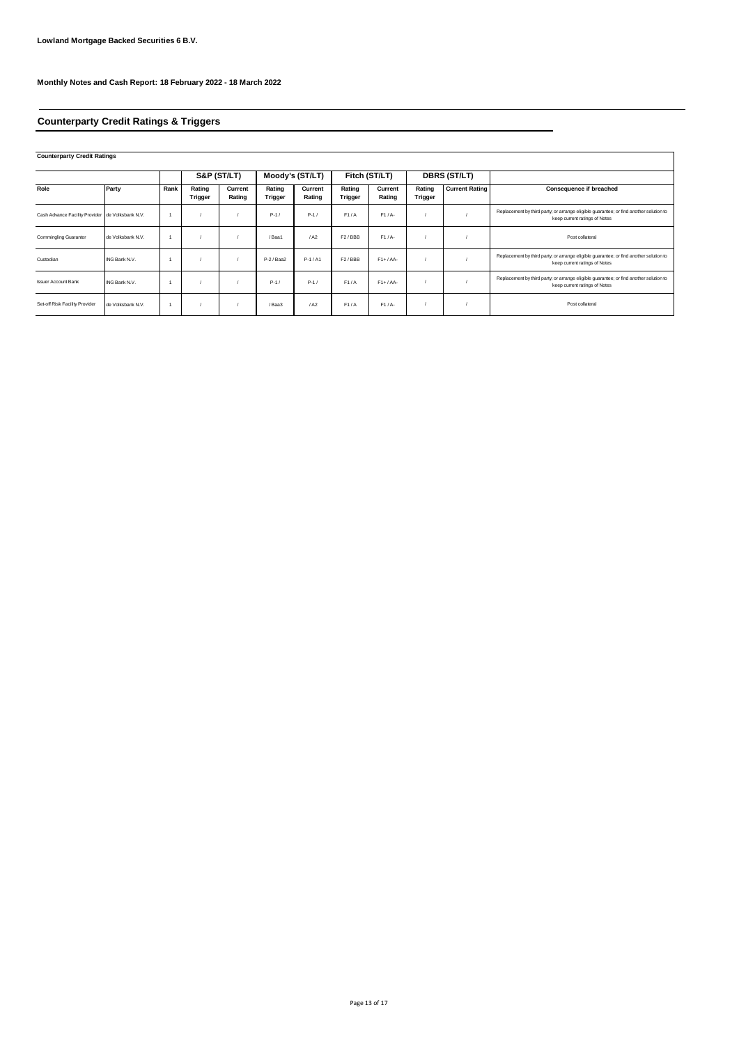**Lowland Mortgage Backed Securities 6 B.V.**

**Monthly Notes and Cash Report: 18 February 2022 - 18 March 2022**

## Counterparty Credit Ratings & Triggers

**Counterparty Credit Ratings**

| | | | S&P (ST/LT) | | Moody's (ST/LT) | | Fitch (ST/LT) | | DBRS (ST/LT) | | |
|---|---|---|---|---|---|---|---|---|---|---|---|
| **Role** | **Party** | **Rank** | **Rating Trigger** | **Current Rating** | **Rating Trigger** | **Current Rating** | **Rating Trigger** | **Current Rating** | **Rating Trigger** | **Current Rating** | **Consequence if breached** |
| Cash Advance Facility Provider | de Volksbank N.V. | 1 | / | / | P-1 / | P-1 / | F1 / A | F1 / A- | / | / | Replacement by third party; or arrange eligible guarantee; or find another solution to keep current ratings of Notes |
| Commingling Guarantor | de Volksbank N.V. | 1 | / | / | / Baa1 | / A2 | F2 / BBB | F1 / A- | / | / | Post collateral |
| Custodian | ING Bank N.V. | 1 | / | / | P-2 / Baa2 | P-1 / A1 | F2 / BBB | F1+ / AA- | / | / | Replacement by third party; or arrange eligible guarantee; or find another solution to keep current ratings of Notes |
| Issuer Account Bank | ING Bank N.V. | 1 | / | / | P-1 / | P-1 / | F1 / A | F1+ / AA- | / | / | Replacement by third party; or arrange eligible guarantee; or find another solution to keep current ratings of Notes |
| Set-off Risk Facility Provider | de Volksbank N.V. | 1 | / | / | / Baa3 | / A2 | F1 / A | F1 / A- | / | / | Post collateral |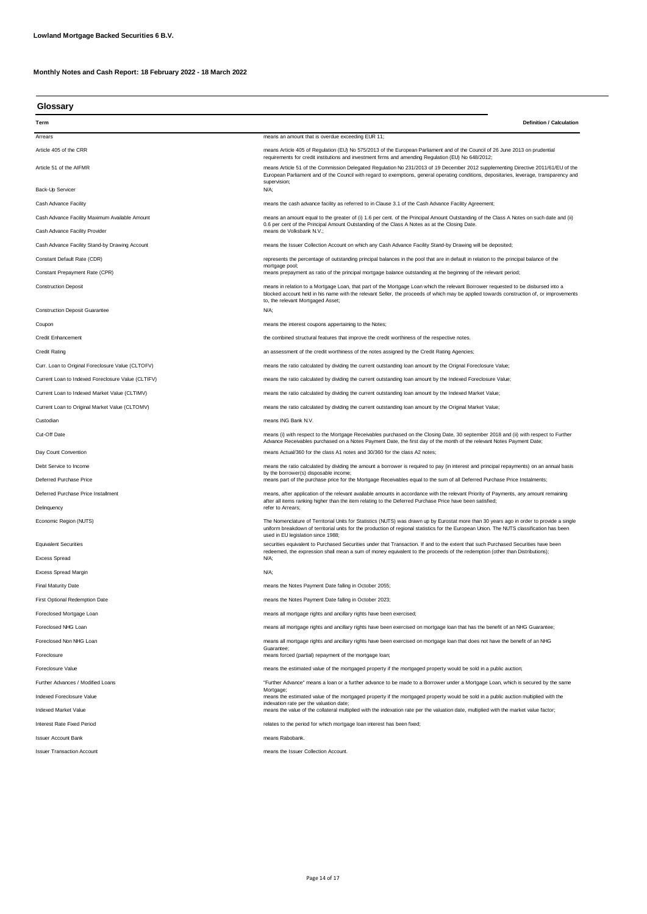**Lowland Mortgage Backed Securities 6 B.V.**

**Monthly Notes and Cash Report: 18 February 2022 - 18 March 2022**

## Glossary

| Term | Definition / Calculation |
|---|---|
| Arrears | means an amount that is overdue exceeding EUR 11; |
| Article 405 of the CRR | means Article 405 of Regulation (EU) No 575/2013 of the European Parliament and of the Council of 26 June 2013 on prudential requirements for credit institutions and investment firms and amending Regulation (EU) No 648/2012; |
| Article 51 of the AIFMR | means Article 51 of the Commission Delegated Regulation No 231/2013 of 19 December 2012 supplementing Directive 2011/61/EU of the European Parliament and of the Council with regard to exemptions, general operating conditions, depositaries, leverage, transparency and supervision; |
| Back-Up Servicer | N/A; |
| Cash Advance Facility | means the cash advance facility as referred to in Clause 3.1 of the Cash Advance Facility Agreement; |
| Cash Advance Facility Maximum Available Amount | means an amount equal to the greater of (i) 1.6 per cent. of the Principal Amount Outstanding of the Class A Notes on such date and (ii) 0.6 per cent of the Principal Amount Outstanding of the Class A Notes as at the Closing Date. |
| Cash Advance Facility Provider | means de Volksbank N.V.; |
| Cash Advance Facility Stand-by Drawing Account | means the Issuer Collection Account on which any Cash Advance Facility Stand-by Drawing will be deposited; |
| Constant Default Rate (CDR) | represents the percentage of outstanding principal balances in the pool that are in default in relation to the principal balance of the mortgage pool; |
| Constant Prepayment Rate (CPR) | means prepayment as ratio of the principal mortgage balance outstanding at the beginning of the relevant period; |
| Construction Deposit | means in relation to a Mortgage Loan, that part of the Mortgage Loan which the relevant Borrower requested to be disbursed into a blocked account held in his name with the relevant Seller, the proceeds of which may be applied towards construction of, or improvements to, the relevant Mortgaged Asset; |
| Construction Deposit Guarantee | N/A; |
| Coupon | means the interest coupons appertaining to the Notes; |
| Credit Enhancement | the combined structural features that improve the credit worthiness of the respective notes. |
| Credit Rating | an assessment of the credit worthiness of the notes assigned by the Credit Rating Agencies; |
| Curr. Loan to Original Foreclosure Value (CLTOFV) | means the ratio calculated by dividing the current outstanding loan amount by the Orignal Foreclosure Value; |
| Current Loan to Indexed Foreclosure Value (CLTIFV) | means the ratio calculated by dividing the current outstanding loan amount by the Indexed Foreclosure Value; |
| Current Loan to Indexed Market Value (CLTIMV) | means the ratio calculated by dividing the current outstanding loan amount by the Indexed Market Value; |
| Current Loan to Original Market Value (CLTOMV) | means the ratio calculated by dividing the current outstanding loan amount by the Original Market Value; |
| Custodian | means ING Bank N.V. |
| Cut-Off Date | means (i) with respect to the Mortgage Receivables purchased on the Closing Date, 30 september 2018 and (ii) with respect to Further Advance Receivables purchased on a Notes Payment Date, the first day of the month of the relevant Notes Payment Date; |
| Day Count Convention | means Actual/360 for the class A1 notes and 30/360 for the class A2 notes; |
| Debt Service to Income | means the ratio calculated by dividing the amount a borrower is required to pay (in interest and principal repayments) on an annual basis by the borrower(s) disposable income; |
| Deferred Purchase Price | means part of the purchase price for the Mortgage Receivables equal to the sum of all Deferred Purchase Price Instalments; |
| Deferred Purchase Price Installment | means, after application of the relevant available amounts in accordance with the relevant Priority of Payments, any amount remaining after all items ranking higher than the item relating to the Deferred Purchase Price have been satisfied; |
| Delinquency | refer to Arrears; |
| Economic Region (NUTS) | The Nomenclature of Territorial Units for Statistics (NUTS) was drawn up by Eurostat more than 30 years ago in order to provide a single uniform breakdown of territorial units for the production of regional statistics for the European Union. The NUTS classification has been used in EU legislation since 1988; |
| Equivalent Securities | securities equivalent to Purchased Securities under that Transaction. If and to the extent that such Purchased Securities have been redeemed, the expression shall mean a sum of money equivalent to the proceeds of the redemption (other than Distributions); |
| Excess Spread | N/A; |
| Excess Spread Margin | N/A; |
| Final Maturity Date | means the Notes Payment Date falling in October 2055; |
| First Optional Redemption Date | means the Notes Payment Date falling in October 2023; |
| Foreclosed Mortgage Loan | means all mortgage rights and ancillary rights have been exercised; |
| Foreclosed NHG Loan | means all mortgage rights and ancillary rights have been exercised on mortgage loan that has the benefit of an NHG Guarantee; |
| Foreclosed Non NHG Loan | means all mortgage rights and ancillary rights have been exercised on mortgage loan that does not have the benefit of an NHG Guarantee; |
| Foreclosure | means forced (partial) repayment of the mortgage loan; |
| Foreclosure Value | means the estimated value of the mortgaged property if the mortgaged property would be sold in a public auction; |
| Further Advances / Modified Loans | "Further Advance" means a loan or a further advance to be made to a Borrower under a Mortgage Loan, which is secured by the same Mortgage; |
| Indexed Foreclosure Value | means the estimated value of the mortgaged property if the mortgaged property would be sold in a public auction multiplied with the indexation rate per the valuation date; |
| Indexed Market Value | means the value of the collateral multiplied with the indexation rate per the valuation date, multiplied with the market value factor; |
| Interest Rate Fixed Period | relates to the period for which mortgage loan interest has been fixed; |
| Issuer Account Bank | means Rabobank. |
| Issuer Transaction Account | means the Issuer Collection Account. |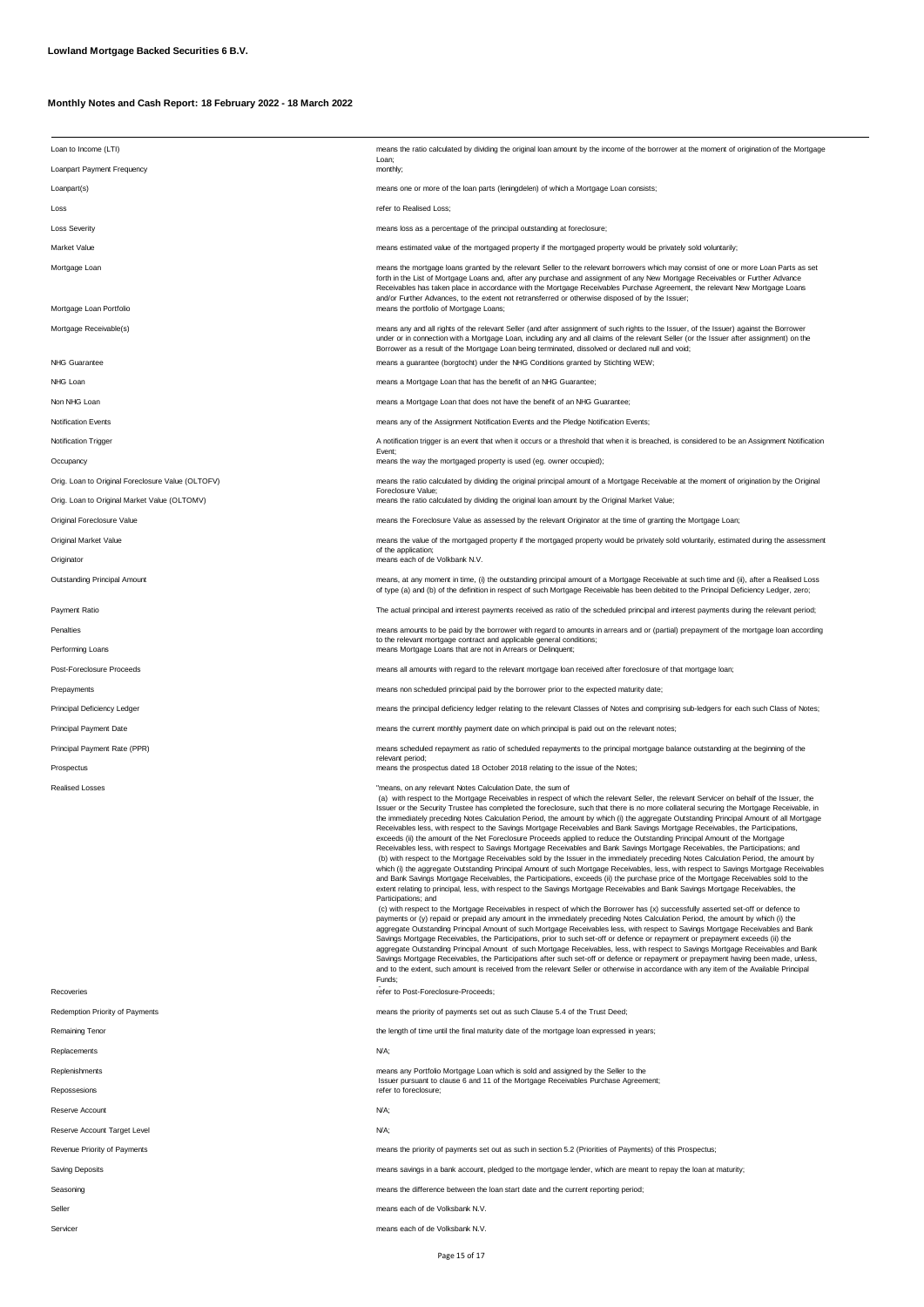**Lowland Mortgage Backed Securities 6 B.V.**

**Monthly Notes and Cash Report: 18 February 2022 - 18 March 2022**

| | |
|---|---|
| Loan to Income (LTI) | means the ratio calculated by dividing the original loan amount by the income of the borrower at the moment of origination of the Mortgage Loan; |
| Loanpart Payment Frequency | monthly; |
| Loanpart(s) | means one or more of the loan parts (leningdelen) of which a Mortgage Loan consists; |
| Loss | refer to Realised Loss; |
| Loss Severity | means loss as a percentage of the principal outstanding at foreclosure; |
| Market Value | means estimated value of the mortgaged property if the mortgaged property would be privately sold voluntarily; |
| Mortgage Loan | means the mortgage loans granted by the relevant Seller to the relevant borrowers which may consist of one or more Loan Parts as set forth in the List of Mortgage Loans and, after any purchase and assignment of any New Mortgage Receivables or Further Advance Receivables has taken place in accordance with the Mortgage Receivables Purchase Agreement, the relevant New Mortgage Loans and/or Further Advances, to the extent not retransferred or otherwise disposed of by the Issuer; |
| Mortgage Loan Portfolio | means the portfolio of Mortgage Loans; |
| Mortgage Receivable(s) | means any and all rights of the relevant Seller (and after assignment of such rights to the Issuer, of the Issuer) against the Borrower under or in connection with a Mortgage Loan, including any and all claims of the relevant Seller (or the Issuer after assignment) on the Borrower as a result of the Mortgage Loan being terminated, dissolved or declared null and void; |
| NHG Guarantee | means a guarantee (borgtocht) under the NHG Conditions granted by Stichting WEW; |
| NHG Loan | means a Mortgage Loan that has the benefit of an NHG Guarantee; |
| Non NHG Loan | means a Mortgage Loan that does not have the benefit of an NHG Guarantee; |
| Notification Events | means any of the Assignment Notification Events and the Pledge Notification Events; |
| Notification Trigger | A notification trigger is an event that when it occurs or a threshold that when it is breached, is considered to be an Assignment Notification Event; |
| Occupancy | means the way the mortgaged property is used (eg. owner occupied); |
| Orig. Loan to Original Foreclosure Value (OLTOFV) | means the ratio calculated by dividing the original principal amount of a Mortgage Receivable at the moment of origination by the Original Foreclosure Value; |
| Orig. Loan to Original Market Value (OLTOMV) | means the ratio calculated by dividing the original loan amount by the Original Market Value; |
| Original Foreclosure Value | means the Foreclosure Value as assessed by the relevant Originator at the time of granting the Mortgage Loan; |
| Original Market Value | means the value of the mortgaged property if the mortgaged property would be privately sold voluntarily, estimated during the assessment of the application; |
| Originator | means each of de Volkbank N.V. |
| Outstanding Principal Amount | means, at any moment in time, (i) the outstanding principal amount of a Mortgage Receivable at such time and (ii), after a Realised Loss of type (a) and (b) of the definition in respect of such Mortgage Receivable has been debited to the Principal Deficiency Ledger, zero; |
| Payment Ratio | The actual principal and interest payments received as ratio of the scheduled principal and interest payments during the relevant period; |
| Penalties | means amounts to be paid by the borrower with regard to amounts in arrears and or (partial) prepayment of the mortgage loan according to the relevant mortgage contract and applicable general conditions; |
| Performing Loans | means Mortgage Loans that are not in Arrears or Delinquent; |
| Post-Foreclosure Proceeds | means all amounts with regard to the relevant mortgage loan received after foreclosure of that mortgage loan; |
| Prepayments | means non scheduled principal paid by the borrower prior to the expected maturity date; |
| Principal Deficiency Ledger | means the principal deficiency ledger relating to the relevant Classes of Notes and comprising sub-ledgers for each such Class of Notes; |
| Principal Payment Date | means the current monthly payment date on which principal is paid out on the relevant notes; |
| Principal Payment Rate (PPR) | means scheduled repayment as ratio of scheduled repayments to the principal mortgage balance outstanding at the beginning of the relevant period; |
| Prospectus | means the prospectus dated 18 October 2018 relating to the issue of the Notes; |
| Realised Losses | "means, on any relevant Notes Calculation Date, the sum of (a) with respect to the Mortgage Receivables in respect of which the relevant Seller, the relevant Servicer on behalf of the Issuer, the Issuer or the Security Trustee has completed the foreclosure, such that there is no more collateral securing the Mortgage Receivable, in the immediately preceding Notes Calculation Period, the amount by which (i) the aggregate Outstanding Principal Amount of all Mortgage Receivables less, with respect to the Savings Mortgage Receivables and Bank Savings Mortgage Receivables, the Participations, exceeds (ii) the amount of the Net Foreclosure Proceeds applied to reduce the Outstanding Principal Amount of the Mortgage Receivables less, with respect to Savings Mortgage Receivables and Bank Savings Mortgage Receivables, the Participations; and (b) with respect to the Mortgage Receivables sold by the Issuer in the immediately preceding Notes Calculation Period, the amount by which (i) the aggregate Outstanding Principal Amount of such Mortgage Receivables, less, with respect to Savings Mortgage Receivables and Bank Savings Mortgage Receivables, the Participations, exceeds (ii) the purchase price of the Mortgage Receivables sold to the extent relating to principal, less, with respect to the Savings Mortgage Receivables and Bank Savings Mortgage Receivables, the Participations; and (c) with respect to the Mortgage Receivables in respect of which the Borrower has (x) successfully asserted set-off or defence to payments or (y) repaid or prepaid any amount in the immediately preceding Notes Calculation Period, the amount by which (i) the aggregate Outstanding Principal Amount of such Mortgage Receivables less, with respect to Savings Mortgage Receivables and Bank Savings Mortgage Receivables, the Participations, prior to such set-off or defence or repayment or prepayment exceeds (ii) the aggregate Outstanding Principal Amount of such Mortgage Receivables, less, with respect to Savings Mortgage Receivables and Bank Savings Mortgage Receivables, the Participations after such set-off or defence or repayment or prepayment having been made, unless, and to the extent, such amount is received from the relevant Seller or otherwise in accordance with any item of the Available Principal Funds; |
| Recoveries | refer to Post-Foreclosure-Proceeds; |
| Redemption Priority of Payments | means the priority of payments set out as such Clause 5.4 of the Trust Deed; |
| Remaining Tenor | the length of time until the final maturity date of the mortgage loan expressed in years; |
| Replacements | N/A; |
| Replenishments | means any Portfolio Mortgage Loan which is sold and assigned by the Seller to the Issuer pursuant to clause 6 and 11 of the Mortgage Receivables Purchase Agreement; |
| Repossesions | refer to foreclosure; |
| Reserve Account | N/A; |
| Reserve Account Target Level | N/A; |
| Revenue Priority of Payments | means the priority of payments set out as such in section 5.2 (Priorities of Payments) of this Prospectus; |
| Saving Deposits | means savings in a bank account, pledged to the mortgage lender, which are meant to repay the loan at maturity; |
| Seasoning | means the difference between the loan start date and the current reporting period; |
| Seller | means each of de Volksbank N.V. |
| Servicer | means each of de Volksbank N.V. |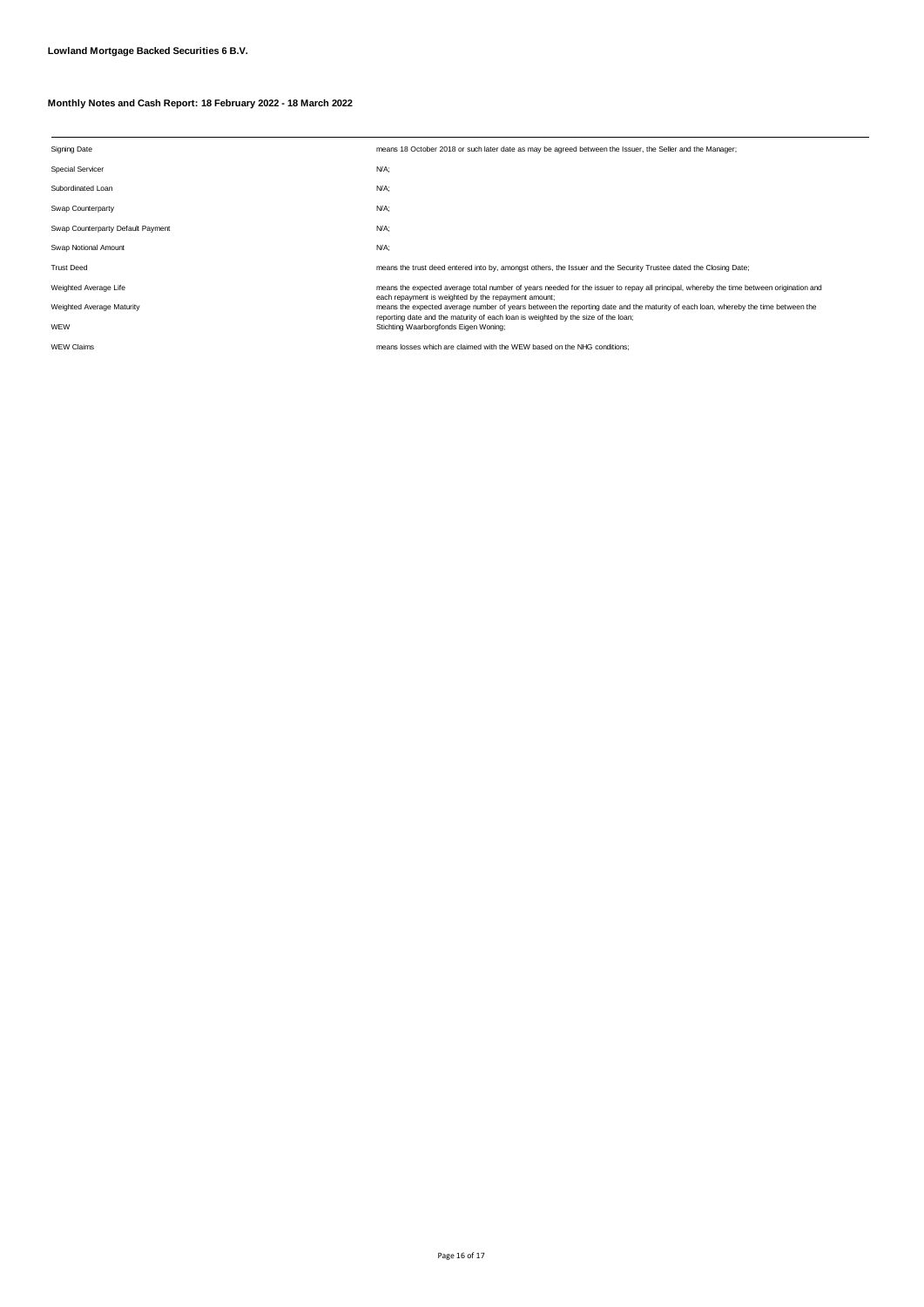**Lowland Mortgage Backed Securities 6 B.V.**

**Monthly Notes and Cash Report: 18 February 2022 - 18 March 2022**

| | |
|---|---|
| Signing Date | means 18 October 2018 or such later date as may be agreed between the Issuer, the Seller and the Manager; |
| Special Servicer | N/A; |
| Subordinated Loan | N/A; |
| Swap Counterparty | N/A; |
| Swap Counterparty Default Payment | N/A; |
| Swap Notional Amount | N/A; |
| Trust Deed | means the trust deed entered into by, amongst others, the Issuer and the Security Trustee dated the Closing Date; |
| Weighted Average Life | means the expected average total number of years needed for the issuer to repay all principal, whereby the time between origination and each repayment is weighted by the repayment amount; |
| Weighted Average Maturity | means the expected average number of years between the reporting date and the maturity of each loan, whereby the time between the reporting date and the maturity of each loan is weighted by the size of the loan; |
| WEW | Stichting Waarborgfonds Eigen Woning; |
| WEW Claims | means losses which are claimed with the WEW based on the NHG conditions; |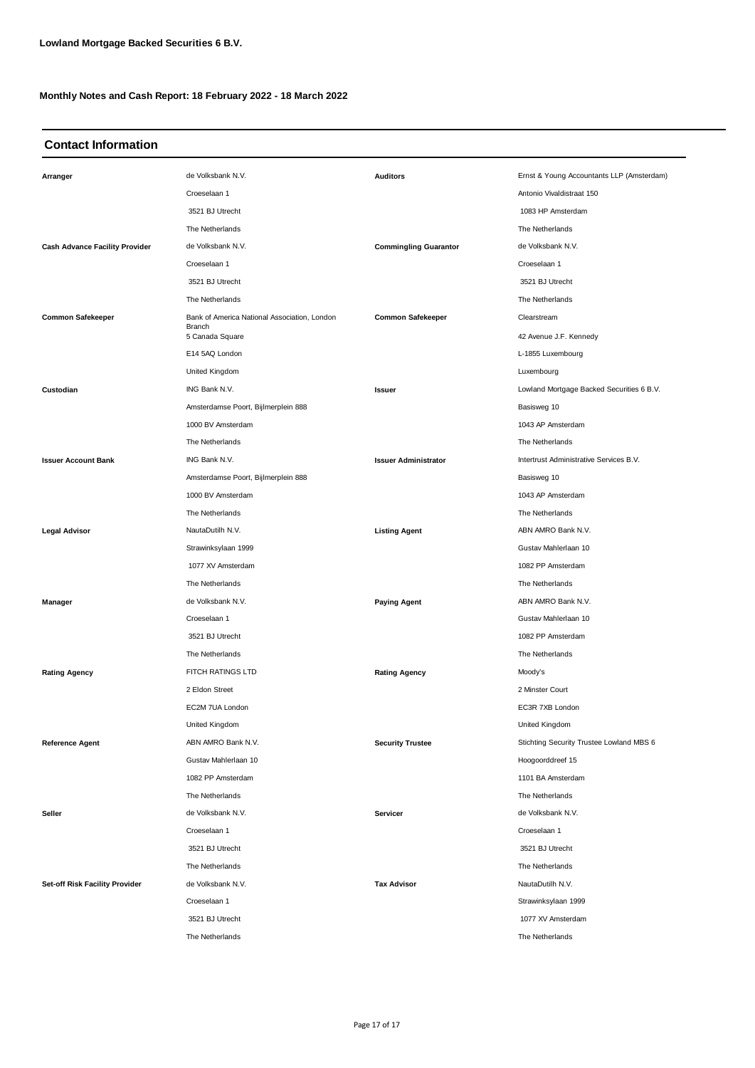**Lowland Mortgage Backed Securities 6 B.V.**

**Monthly Notes and Cash Report: 18 February 2022 - 18 March 2022**

## Contact Information

| | | | |
|---|---|---|---|
| **Arranger** | de Volksbank N.V. | **Auditors** | Ernst & Young Accountants LLP (Amsterdam) |
| | Croeselaan 1 | | Antonio Vivaldistraat 150 |
| | 3521 BJ Utrecht | | 1083 HP Amsterdam |
| | The Netherlands | | The Netherlands |
| **Cash Advance Facility Provider** | de Volksbank N.V. | **Commingling Guarantor** | de Volksbank N.V. |
| | Croeselaan 1 | | Croeselaan 1 |
| | 3521 BJ Utrecht | | 3521 BJ Utrecht |
| | The Netherlands | | The Netherlands |
| **Common Safekeeper** | Bank of America National Association, London Branch | **Common Safekeeper** | Clearstream |
| | 5 Canada Square | | 42 Avenue J.F. Kennedy |
| | E14 5AQ London | | L-1855 Luxembourg |
| | United Kingdom | | Luxembourg |
| **Custodian** | ING Bank N.V. | **Issuer** | Lowland Mortgage Backed Securities 6 B.V. |
| | Amsterdamse Poort, Bijlmerplein 888 | | Basisweg 10 |
| | 1000 BV Amsterdam | | 1043 AP Amsterdam |
| | The Netherlands | | The Netherlands |
| **Issuer Account Bank** | ING Bank N.V. | **Issuer Administrator** | Intertrust Administrative Services B.V. |
| | Amsterdamse Poort, Bijlmerplein 888 | | Basisweg 10 |
| | 1000 BV Amsterdam | | 1043 AP Amsterdam |
| | The Netherlands | | The Netherlands |
| **Legal Advisor** | NautaDutilh N.V. | **Listing Agent** | ABN AMRO Bank N.V. |
| | Strawinksylaan 1999 | | Gustav Mahlerlaan 10 |
| | 1077 XV Amsterdam | | 1082 PP Amsterdam |
| | The Netherlands | | The Netherlands |
| **Manager** | de Volksbank N.V. | **Paying Agent** | ABN AMRO Bank N.V. |
| | Croeselaan 1 | | Gustav Mahlerlaan 10 |
| | 3521 BJ Utrecht | | 1082 PP Amsterdam |
| | The Netherlands | | The Netherlands |
| **Rating Agency** | FITCH RATINGS LTD | **Rating Agency** | Moody's |
| | 2 Eldon Street | | 2 Minster Court |
| | EC2M 7UA London | | EC3R 7XB London |
| | United Kingdom | | United Kingdom |
| **Reference Agent** | ABN AMRO Bank N.V. | **Security Trustee** | Stichting Security Trustee Lowland MBS 6 |
| | Gustav Mahlerlaan 10 | | Hoogoorddreef 15 |
| | 1082 PP Amsterdam | | 1101 BA Amsterdam |
| | The Netherlands | | The Netherlands |
| **Seller** | de Volksbank N.V. | **Servicer** | de Volksbank N.V. |
| | Croeselaan 1 | | Croeselaan 1 |
| | 3521 BJ Utrecht | | 3521 BJ Utrecht |
| | The Netherlands | | The Netherlands |
| **Set-off Risk Facility Provider** | de Volksbank N.V. | **Tax Advisor** | NautaDutilh N.V. |
| | Croeselaan 1 | | Strawinksylaan 1999 |
| | 3521 BJ Utrecht | | 1077 XV Amsterdam |
| | The Netherlands | | The Netherlands |